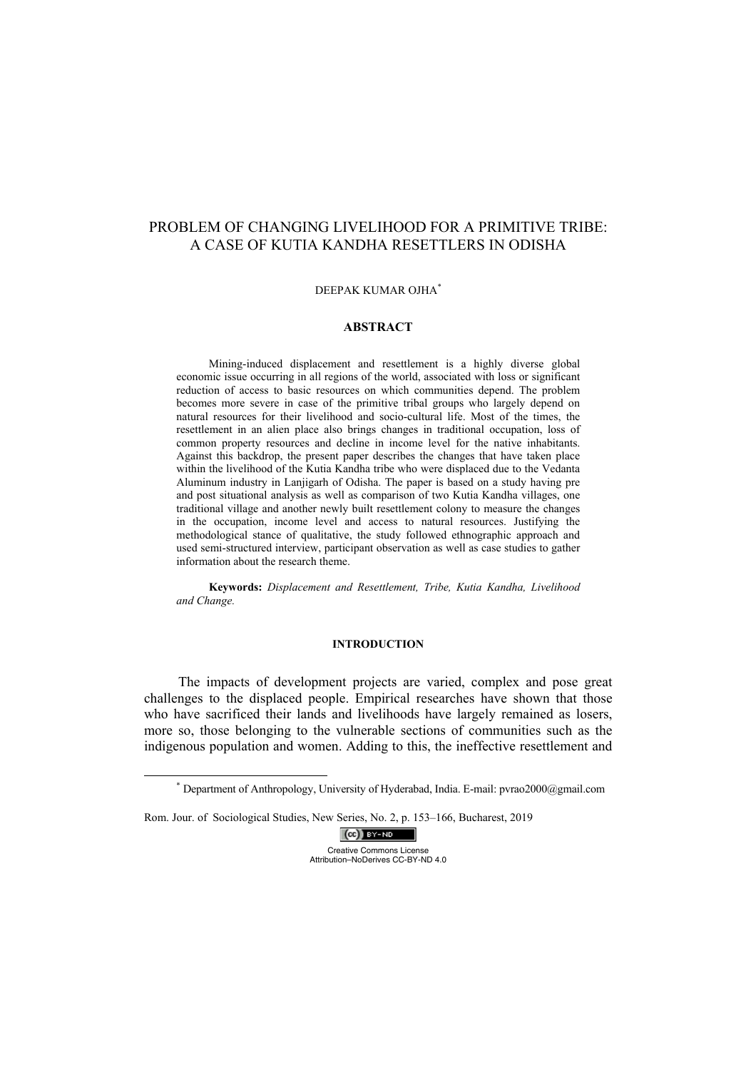# PROBLEM OF CHANGING LIVELIHOOD FOR A PRIMITIVE TRIBE: A CASE OF KUTIA KANDHA RESETTLERS IN ODISHA

DEEPAK KUMAR OJHA[*]

## ABSTRACT

Mining-induced displacement and resettlement is a highly diverse global economic issue occurring in all regions of the world, associated with loss or significant reduction of access to basic resources on which communities depend. The problem becomes more severe in case of the primitive tribal groups who largely depend on natural resources for their livelihood and socio-cultural life. Most of the times, the resettlement in an alien place also brings changes in traditional occupation, loss of common property resources and decline in income level for the native inhabitants. Against this backdrop, the present paper describes the changes that have taken place within the livelihood of the Kutia Kandha tribe who were displaced due to the Vedanta Aluminum industry in Lanjigarh of Odisha. The paper is based on a study having pre and post situational analysis as well as comparison of two Kutia Kandha villages, one traditional village and another newly built resettlement colony to measure the changes in the occupation, income level and access to natural resources. Justifying the methodological stance of qualitative, the study followed ethnographic approach and used semi-structured interview, participant observation as well as case studies to gather information about the research theme.

**Keywords:** *Displacement and Resettlement, Tribe, Kutia Kandha, Livelihood and Change.*

## INTRODUCTION

The impacts of development projects are varied, complex and pose great challenges to the displaced people. Empirical researches have shown that those who have sacrificed their lands and livelihoods have largely remained as losers, more so, those belonging to the vulnerable sections of communities such as the indigenous population and women. Adding to this, the ineffective resettlement and

[*] Department of Anthropology, University of Hyderabad, India. E-mail: pvrao2000@gmail.com

Creative Commons License Attribution–NoDerives CC-BY-ND 4.0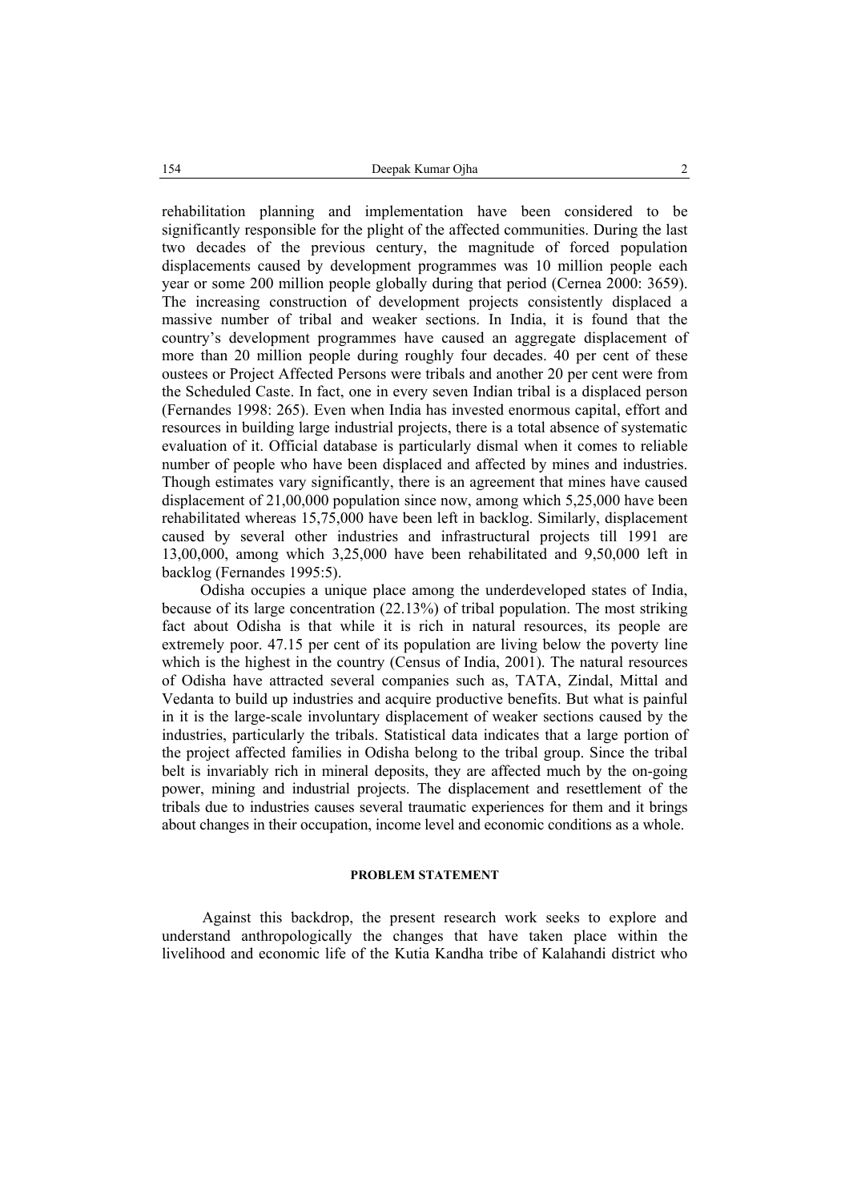rehabilitation planning and implementation have been considered to be significantly responsible for the plight of the affected communities. During the last two decades of the previous century, the magnitude of forced population displacements caused by development programmes was 10 million people each year or some 200 million people globally during that period (Cernea 2000: 3659). The increasing construction of development projects consistently displaced a massive number of tribal and weaker sections. In India, it is found that the country's development programmes have caused an aggregate displacement of more than 20 million people during roughly four decades. 40 per cent of these oustees or Project Affected Persons were tribals and another 20 per cent were from the Scheduled Caste. In fact, one in every seven Indian tribal is a displaced person (Fernandes 1998: 265). Even when India has invested enormous capital, effort and resources in building large industrial projects, there is a total absence of systematic evaluation of it. Official database is particularly dismal when it comes to reliable number of people who have been displaced and affected by mines and industries. Though estimates vary significantly, there is an agreement that mines have caused displacement of 21,00,000 population since now, among which 5,25,000 have been rehabilitated whereas 15,75,000 have been left in backlog. Similarly, displacement caused by several other industries and infrastructural projects till 1991 are 13,00,000, among which 3,25,000 have been rehabilitated and 9,50,000 left in backlog (Fernandes 1995:5).

Odisha occupies a unique place among the underdeveloped states of India, because of its large concentration (22.13%) of tribal population. The most striking fact about Odisha is that while it is rich in natural resources, its people are extremely poor. 47.15 per cent of its population are living below the poverty line which is the highest in the country (Census of India, 2001). The natural resources of Odisha have attracted several companies such as, TATA, Zindal, Mittal and Vedanta to build up industries and acquire productive benefits. But what is painful in it is the large-scale involuntary displacement of weaker sections caused by the industries, particularly the tribals. Statistical data indicates that a large portion of the project affected families in Odisha belong to the tribal group. Since the tribal belt is invariably rich in mineral deposits, they are affected much by the on-going power, mining and industrial projects. The displacement and resettlement of the tribals due to industries causes several traumatic experiences for them and it brings about changes in their occupation, income level and economic conditions as a whole.

## PROBLEM STATEMENT

Against this backdrop, the present research work seeks to explore and understand anthropologically the changes that have taken place within the livelihood and economic life of the Kutia Kandha tribe of Kalahandi district who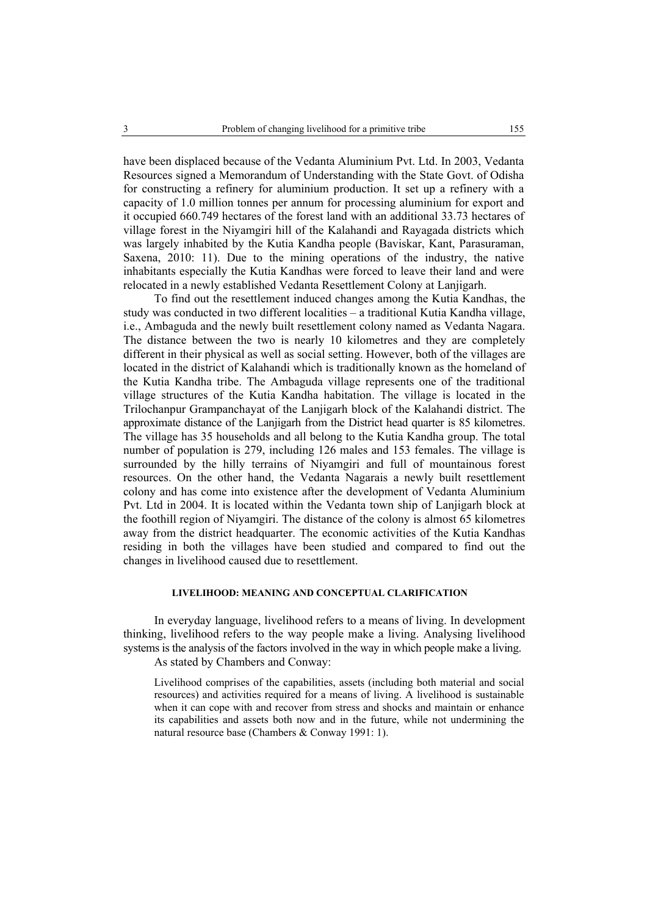have been displaced because of the Vedanta Aluminium Pvt. Ltd. In 2003, Vedanta Resources signed a Memorandum of Understanding with the State Govt. of Odisha for constructing a refinery for aluminium production. It set up a refinery with a capacity of 1.0 million tonnes per annum for processing aluminium for export and it occupied 660.749 hectares of the forest land with an additional 33.73 hectares of village forest in the Niyamgiri hill of the Kalahandi and Rayagada districts which was largely inhabited by the Kutia Kandha people (Baviskar, Kant, Parasuraman, Saxena, 2010: 11). Due to the mining operations of the industry, the native inhabitants especially the Kutia Kandhas were forced to leave their land and were relocated in a newly established Vedanta Resettlement Colony at Lanjigarh.

To find out the resettlement induced changes among the Kutia Kandhas, the study was conducted in two different localities – a traditional Kutia Kandha village, i.e., Ambaguda and the newly built resettlement colony named as Vedanta Nagara. The distance between the two is nearly 10 kilometres and they are completely different in their physical as well as social setting. However, both of the villages are located in the district of Kalahandi which is traditionally known as the homeland of the Kutia Kandha tribe. The Ambaguda village represents one of the traditional village structures of the Kutia Kandha habitation. The village is located in the Trilochanpur Grampanchayat of the Lanjigarh block of the Kalahandi district. The approximate distance of the Lanjigarh from the District head quarter is 85 kilometres. The village has 35 households and all belong to the Kutia Kandha group. The total number of population is 279, including 126 males and 153 females. The village is surrounded by the hilly terrains of Niyamgiri and full of mountainous forest resources. On the other hand, the Vedanta Nagarais a newly built resettlement colony and has come into existence after the development of Vedanta Aluminium Pvt. Ltd in 2004. It is located within the Vedanta town ship of Lanjigarh block at the foothill region of Niyamgiri. The distance of the colony is almost 65 kilometres away from the district headquarter. The economic activities of the Kutia Kandhas residing in both the villages have been studied and compared to find out the changes in livelihood caused due to resettlement.

## LIVELIHOOD: MEANING AND CONCEPTUAL CLARIFICATION

In everyday language, livelihood refers to a means of living. In development thinking, livelihood refers to the way people make a living. Analysing livelihood systems is the analysis of the factors involved in the way in which people make a living.

As stated by Chambers and Conway:

> Livelihood comprises of the capabilities, assets (including both material and social resources) and activities required for a means of living. A livelihood is sustainable when it can cope with and recover from stress and shocks and maintain or enhance its capabilities and assets both now and in the future, while not undermining the natural resource base (Chambers & Conway 1991: 1).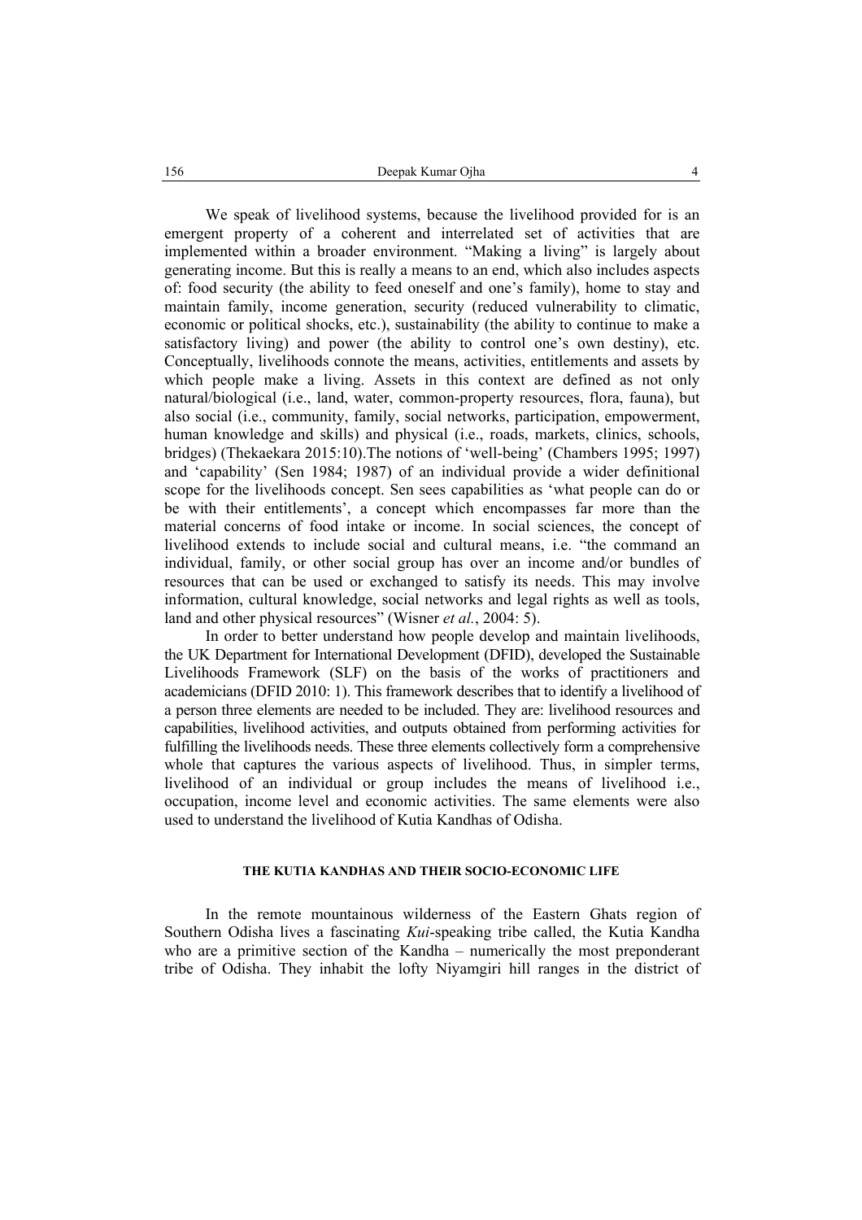We speak of livelihood systems, because the livelihood provided for is an emergent property of a coherent and interrelated set of activities that are implemented within a broader environment. "Making a living" is largely about generating income. But this is really a means to an end, which also includes aspects of: food security (the ability to feed oneself and one's family), home to stay and maintain family, income generation, security (reduced vulnerability to climatic, economic or political shocks, etc.), sustainability (the ability to continue to make a satisfactory living) and power (the ability to control one's own destiny), etc. Conceptually, livelihoods connote the means, activities, entitlements and assets by which people make a living. Assets in this context are defined as not only natural/biological (i.e., land, water, common-property resources, flora, fauna), but also social (i.e., community, family, social networks, participation, empowerment, human knowledge and skills) and physical (i.e., roads, markets, clinics, schools, bridges) (Thekaekara 2015:10).The notions of 'well-being' (Chambers 1995; 1997) and 'capability' (Sen 1984; 1987) of an individual provide a wider definitional scope for the livelihoods concept. Sen sees capabilities as 'what people can do or be with their entitlements', a concept which encompasses far more than the material concerns of food intake or income. In social sciences, the concept of livelihood extends to include social and cultural means, i.e. "the command an individual, family, or other social group has over an income and/or bundles of resources that can be used or exchanged to satisfy its needs. This may involve information, cultural knowledge, social networks and legal rights as well as tools, land and other physical resources" (Wisner *et al.*, 2004: 5).

In order to better understand how people develop and maintain livelihoods, the UK Department for International Development (DFID), developed the Sustainable Livelihoods Framework (SLF) on the basis of the works of practitioners and academicians (DFID 2010: 1). This framework describes that to identify a livelihood of a person three elements are needed to be included. They are: livelihood resources and capabilities, livelihood activities, and outputs obtained from performing activities for fulfilling the livelihoods needs. These three elements collectively form a comprehensive whole that captures the various aspects of livelihood. Thus, in simpler terms, livelihood of an individual or group includes the means of livelihood i.e., occupation, income level and economic activities. The same elements were also used to understand the livelihood of Kutia Kandhas of Odisha.

## THE KUTIA KANDHAS AND THEIR SOCIO-ECONOMIC LIFE

In the remote mountainous wilderness of the Eastern Ghats region of Southern Odisha lives a fascinating *Kui*-speaking tribe called, the Kutia Kandha who are a primitive section of the Kandha – numerically the most preponderant tribe of Odisha. They inhabit the lofty Niyamgiri hill ranges in the district of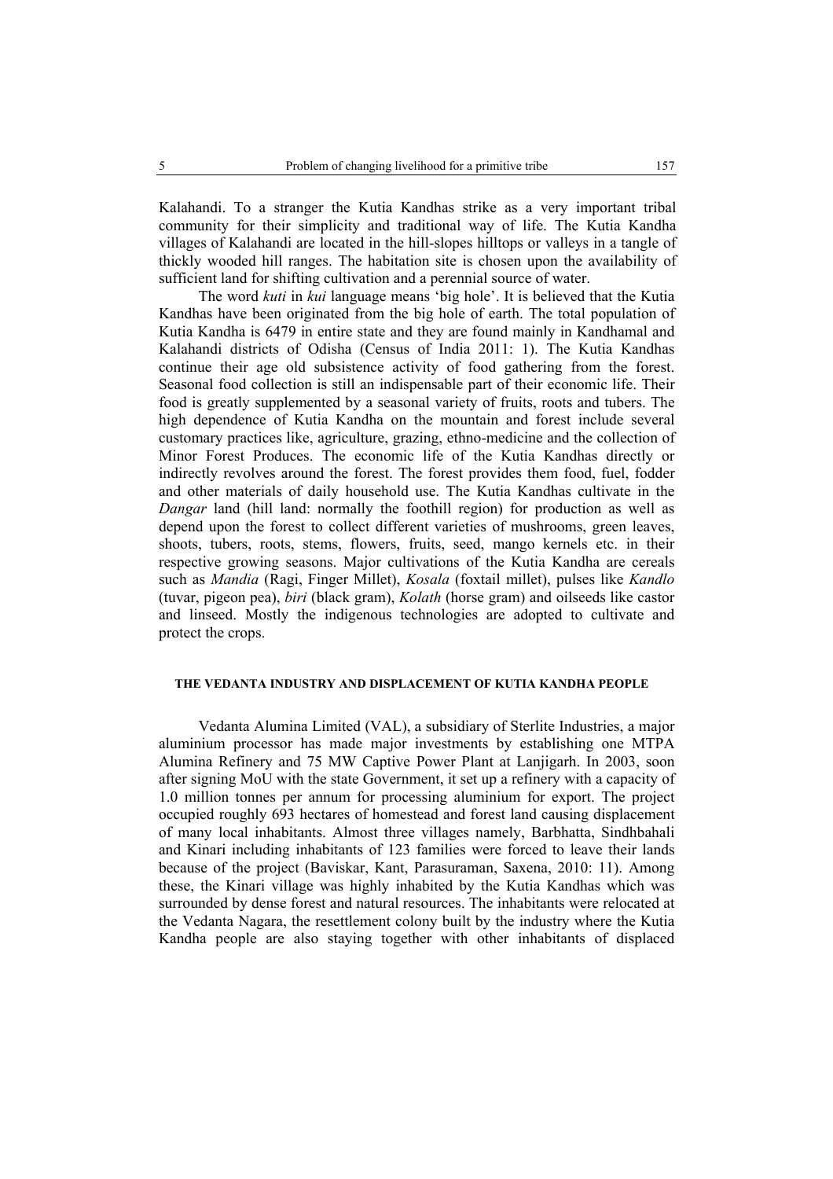Kalahandi. To a stranger the Kutia Kandhas strike as a very important tribal community for their simplicity and traditional way of life. The Kutia Kandha villages of Kalahandi are located in the hill-slopes hilltops or valleys in a tangle of thickly wooded hill ranges. The habitation site is chosen upon the availability of sufficient land for shifting cultivation and a perennial source of water.

The word *kuti* in *kui* language means 'big hole'. It is believed that the Kutia Kandhas have been originated from the big hole of earth. The total population of Kutia Kandha is 6479 in entire state and they are found mainly in Kandhamal and Kalahandi districts of Odisha (Census of India 2011: 1). The Kutia Kandhas continue their age old subsistence activity of food gathering from the forest. Seasonal food collection is still an indispensable part of their economic life. Their food is greatly supplemented by a seasonal variety of fruits, roots and tubers. The high dependence of Kutia Kandha on the mountain and forest include several customary practices like, agriculture, grazing, ethno-medicine and the collection of Minor Forest Produces. The economic life of the Kutia Kandhas directly or indirectly revolves around the forest. The forest provides them food, fuel, fodder and other materials of daily household use. The Kutia Kandhas cultivate in the *Dangar* land (hill land: normally the foothill region) for production as well as depend upon the forest to collect different varieties of mushrooms, green leaves, shoots, tubers, roots, stems, flowers, fruits, seed, mango kernels etc. in their respective growing seasons. Major cultivations of the Kutia Kandha are cereals such as *Mandia* (Ragi, Finger Millet), *Kosala* (foxtail millet), pulses like *Kandlo* (tuvar, pigeon pea), *biri* (black gram), *Kolath* (horse gram) and oilseeds like castor and linseed. Mostly the indigenous technologies are adopted to cultivate and protect the crops.

## THE VEDANTA INDUSTRY AND DISPLACEMENT OF KUTIA KANDHA PEOPLE

Vedanta Alumina Limited (VAL), a subsidiary of Sterlite Industries, a major aluminium processor has made major investments by establishing one MTPA Alumina Refinery and 75 MW Captive Power Plant at Lanjigarh. In 2003, soon after signing MoU with the state Government, it set up a refinery with a capacity of 1.0 million tonnes per annum for processing aluminium for export. The project occupied roughly 693 hectares of homestead and forest land causing displacement of many local inhabitants. Almost three villages namely, Barbhatta, Sindhbahali and Kinari including inhabitants of 123 families were forced to leave their lands because of the project (Baviskar, Kant, Parasuraman, Saxena, 2010: 11). Among these, the Kinari village was highly inhabited by the Kutia Kandhas which was surrounded by dense forest and natural resources. The inhabitants were relocated at the Vedanta Nagara, the resettlement colony built by the industry where the Kutia Kandha people are also staying together with other inhabitants of displaced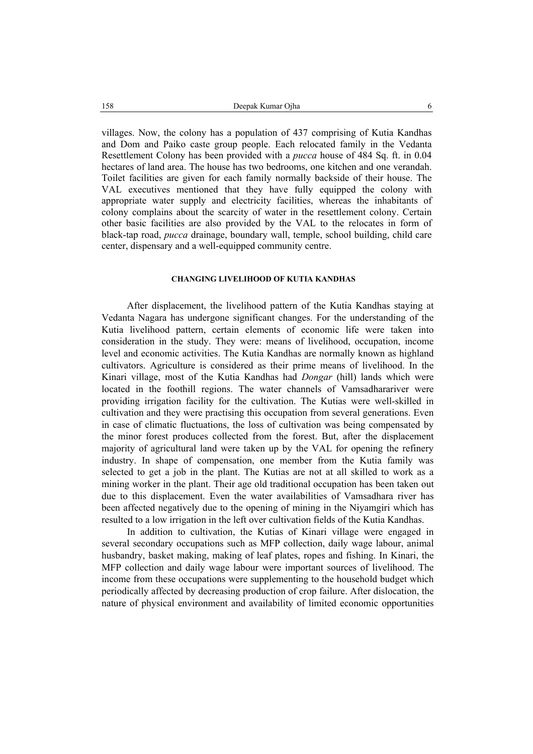villages. Now, the colony has a population of 437 comprising of Kutia Kandhas and Dom and Paiko caste group people. Each relocated family in the Vedanta Resettlement Colony has been provided with a *pucca* house of 484 Sq. ft. in 0.04 hectares of land area. The house has two bedrooms, one kitchen and one verandah. Toilet facilities are given for each family normally backside of their house. The VAL executives mentioned that they have fully equipped the colony with appropriate water supply and electricity facilities, whereas the inhabitants of colony complains about the scarcity of water in the resettlement colony. Certain other basic facilities are also provided by the VAL to the relocates in form of black-tap road, *pucca* drainage, boundary wall, temple, school building, child care center, dispensary and a well-equipped community centre.

#### CHANGING LIVELIHOOD OF KUTIA KANDHAS

After displacement, the livelihood pattern of the Kutia Kandhas staying at Vedanta Nagara has undergone significant changes. For the understanding of the Kutia livelihood pattern, certain elements of economic life were taken into consideration in the study. They were: means of livelihood, occupation, income level and economic activities. The Kutia Kandhas are normally known as highland cultivators. Agriculture is considered as their prime means of livelihood. In the Kinari village, most of the Kutia Kandhas had *Dongar* (hill) lands which were located in the foothill regions. The water channels of Vamsadharariver were providing irrigation facility for the cultivation. The Kutias were well-skilled in cultivation and they were practising this occupation from several generations. Even in case of climatic fluctuations, the loss of cultivation was being compensated by the minor forest produces collected from the forest. But, after the displacement majority of agricultural land were taken up by the VAL for opening the refinery industry. In shape of compensation, one member from the Kutia family was selected to get a job in the plant. The Kutias are not at all skilled to work as a mining worker in the plant. Their age old traditional occupation has been taken out due to this displacement. Even the water availabilities of Vamsadhara river has been affected negatively due to the opening of mining in the Niyamgiri which has resulted to a low irrigation in the left over cultivation fields of the Kutia Kandhas.

In addition to cultivation, the Kutias of Kinari village were engaged in several secondary occupations such as MFP collection, daily wage labour, animal husbandry, basket making, making of leaf plates, ropes and fishing. In Kinari, the MFP collection and daily wage labour were important sources of livelihood. The income from these occupations were supplementing to the household budget which periodically affected by decreasing production of crop failure. After dislocation, the nature of physical environment and availability of limited economic opportunities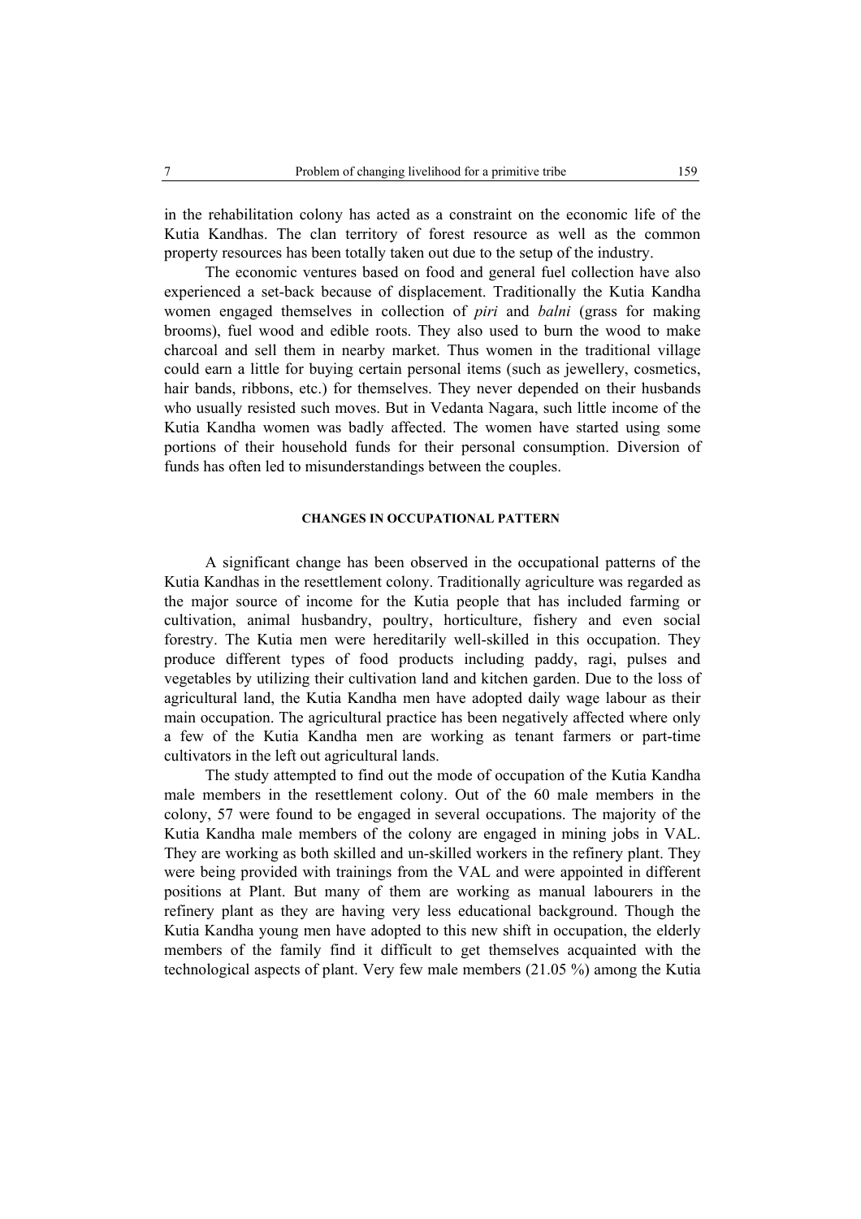in the rehabilitation colony has acted as a constraint on the economic life of the Kutia Kandhas. The clan territory of forest resource as well as the common property resources has been totally taken out due to the setup of the industry.

The economic ventures based on food and general fuel collection have also experienced a set-back because of displacement. Traditionally the Kutia Kandha women engaged themselves in collection of *piri* and *balni* (grass for making brooms), fuel wood and edible roots. They also used to burn the wood to make charcoal and sell them in nearby market. Thus women in the traditional village could earn a little for buying certain personal items (such as jewellery, cosmetics, hair bands, ribbons, etc.) for themselves. They never depended on their husbands who usually resisted such moves. But in Vedanta Nagara, such little income of the Kutia Kandha women was badly affected. The women have started using some portions of their household funds for their personal consumption. Diversion of funds has often led to misunderstandings between the couples.

## CHANGES IN OCCUPATIONAL PATTERN

A significant change has been observed in the occupational patterns of the Kutia Kandhas in the resettlement colony. Traditionally agriculture was regarded as the major source of income for the Kutia people that has included farming or cultivation, animal husbandry, poultry, horticulture, fishery and even social forestry. The Kutia men were hereditarily well-skilled in this occupation. They produce different types of food products including paddy, ragi, pulses and vegetables by utilizing their cultivation land and kitchen garden. Due to the loss of agricultural land, the Kutia Kandha men have adopted daily wage labour as their main occupation. The agricultural practice has been negatively affected where only a few of the Kutia Kandha men are working as tenant farmers or part-time cultivators in the left out agricultural lands.

The study attempted to find out the mode of occupation of the Kutia Kandha male members in the resettlement colony. Out of the 60 male members in the colony, 57 were found to be engaged in several occupations. The majority of the Kutia Kandha male members of the colony are engaged in mining jobs in VAL. They are working as both skilled and un-skilled workers in the refinery plant. They were being provided with trainings from the VAL and were appointed in different positions at Plant. But many of them are working as manual labourers in the refinery plant as they are having very less educational background. Though the Kutia Kandha young men have adopted to this new shift in occupation, the elderly members of the family find it difficult to get themselves acquainted with the technological aspects of plant. Very few male members (21.05 %) among the Kutia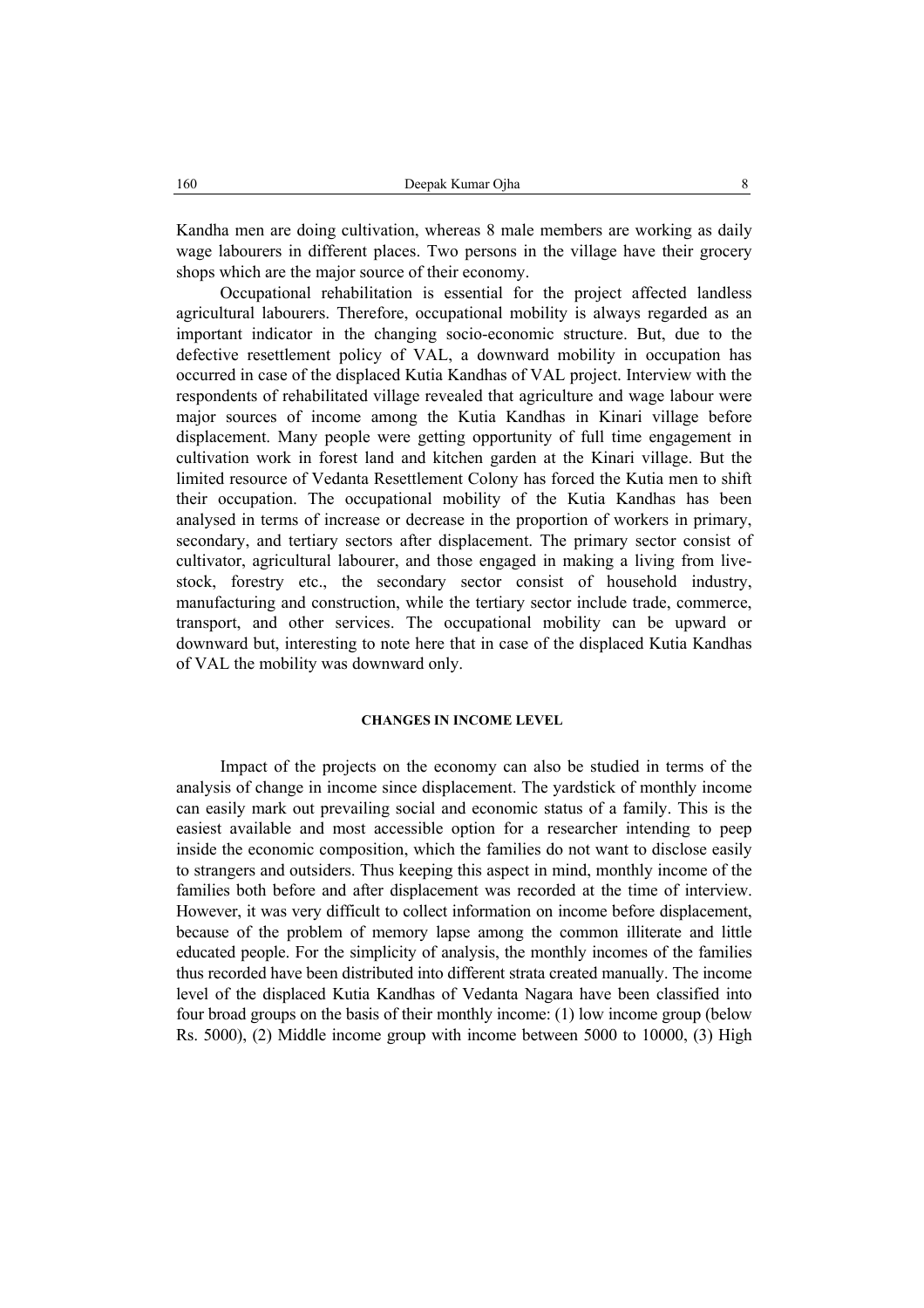Kandha men are doing cultivation, whereas 8 male members are working as daily wage labourers in different places. Two persons in the village have their grocery shops which are the major source of their economy.

Occupational rehabilitation is essential for the project affected landless agricultural labourers. Therefore, occupational mobility is always regarded as an important indicator in the changing socio-economic structure. But, due to the defective resettlement policy of VAL, a downward mobility in occupation has occurred in case of the displaced Kutia Kandhas of VAL project. Interview with the respondents of rehabilitated village revealed that agriculture and wage labour were major sources of income among the Kutia Kandhas in Kinari village before displacement. Many people were getting opportunity of full time engagement in cultivation work in forest land and kitchen garden at the Kinari village. But the limited resource of Vedanta Resettlement Colony has forced the Kutia men to shift their occupation. The occupational mobility of the Kutia Kandhas has been analysed in terms of increase or decrease in the proportion of workers in primary, secondary, and tertiary sectors after displacement. The primary sector consist of cultivator, agricultural labourer, and those engaged in making a living from live-stock, forestry etc., the secondary sector consist of household industry, manufacturing and construction, while the tertiary sector include trade, commerce, transport, and other services. The occupational mobility can be upward or downward but, interesting to note here that in case of the displaced Kutia Kandhas of VAL the mobility was downward only.

## CHANGES IN INCOME LEVEL

Impact of the projects on the economy can also be studied in terms of the analysis of change in income since displacement. The yardstick of monthly income can easily mark out prevailing social and economic status of a family. This is the easiest available and most accessible option for a researcher intending to peep inside the economic composition, which the families do not want to disclose easily to strangers and outsiders. Thus keeping this aspect in mind, monthly income of the families both before and after displacement was recorded at the time of interview. However, it was very difficult to collect information on income before displacement, because of the problem of memory lapse among the common illiterate and little educated people. For the simplicity of analysis, the monthly incomes of the families thus recorded have been distributed into different strata created manually. The income level of the displaced Kutia Kandhas of Vedanta Nagara have been classified into four broad groups on the basis of their monthly income: (1) low income group (below Rs. 5000), (2) Middle income group with income between 5000 to 10000, (3) High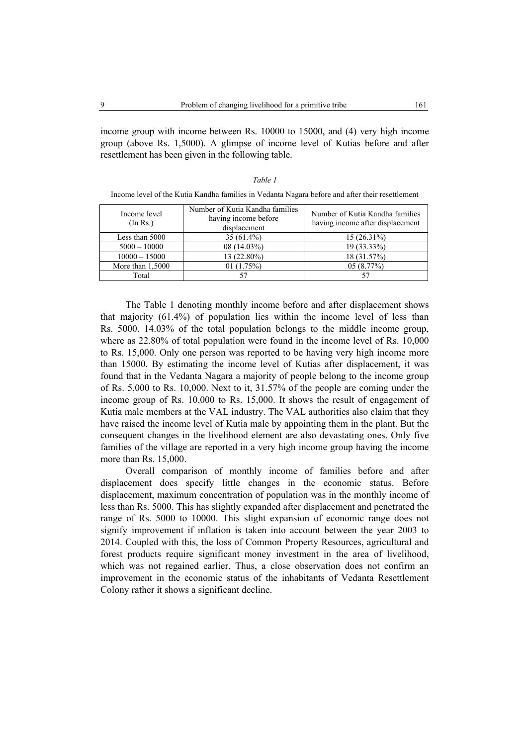income group with income between Rs. 10000 to 15000, and (4) very high income group (above Rs. 1,5000). A glimpse of income level of Kutias before and after resettlement has been given in the following table.

*Table 1*

Income level of the Kutia Kandha families in Vedanta Nagara before and after their resettlement

| Income level (In Rs.) | Number of Kutia Kandha families having income before displacement | Number of Kutia Kandha families having income after displacement |
|---|---|---|
| Less than 5000 | 35 (61.4%) | 15 (26.31%) |
| 5000 – 10000 | 08 (14.03%) | 19 (33.33%) |
| 10000 – 15000 | 13 (22.80%) | 18 (31.57%) |
| More than 1,5000 | 01 (1.75%) | 05 (8.77%) |
| Total | 57 | 57 |

The Table 1 denoting monthly income before and after displacement shows that majority (61.4%) of population lies within the income level of less than Rs. 5000. 14.03% of the total population belongs to the middle income group, where as 22.80% of total population were found in the income level of Rs. 10,000 to Rs. 15,000. Only one person was reported to be having very high income more than 15000. By estimating the income level of Kutias after displacement, it was found that in the Vedanta Nagara a majority of people belong to the income group of Rs. 5,000 to Rs. 10,000. Next to it, 31.57% of the people are coming under the income group of Rs. 10,000 to Rs. 15,000. It shows the result of engagement of Kutia male members at the VAL industry. The VAL authorities also claim that they have raised the income level of Kutia male by appointing them in the plant. But the consequent changes in the livelihood element are also devastating ones. Only five families of the village are reported in a very high income group having the income more than Rs. 15,000.

Overall comparison of monthly income of families before and after displacement does specify little changes in the economic status. Before displacement, maximum concentration of population was in the monthly income of less than Rs. 5000. This has slightly expanded after displacement and penetrated the range of Rs. 5000 to 10000. This slight expansion of economic range does not signify improvement if inflation is taken into account between the year 2003 to 2014. Coupled with this, the loss of Common Property Resources, agricultural and forest products require significant money investment in the area of livelihood, which was not regained earlier. Thus, a close observation does not confirm an improvement in the economic status of the inhabitants of Vedanta Resettlement Colony rather it shows a significant decline.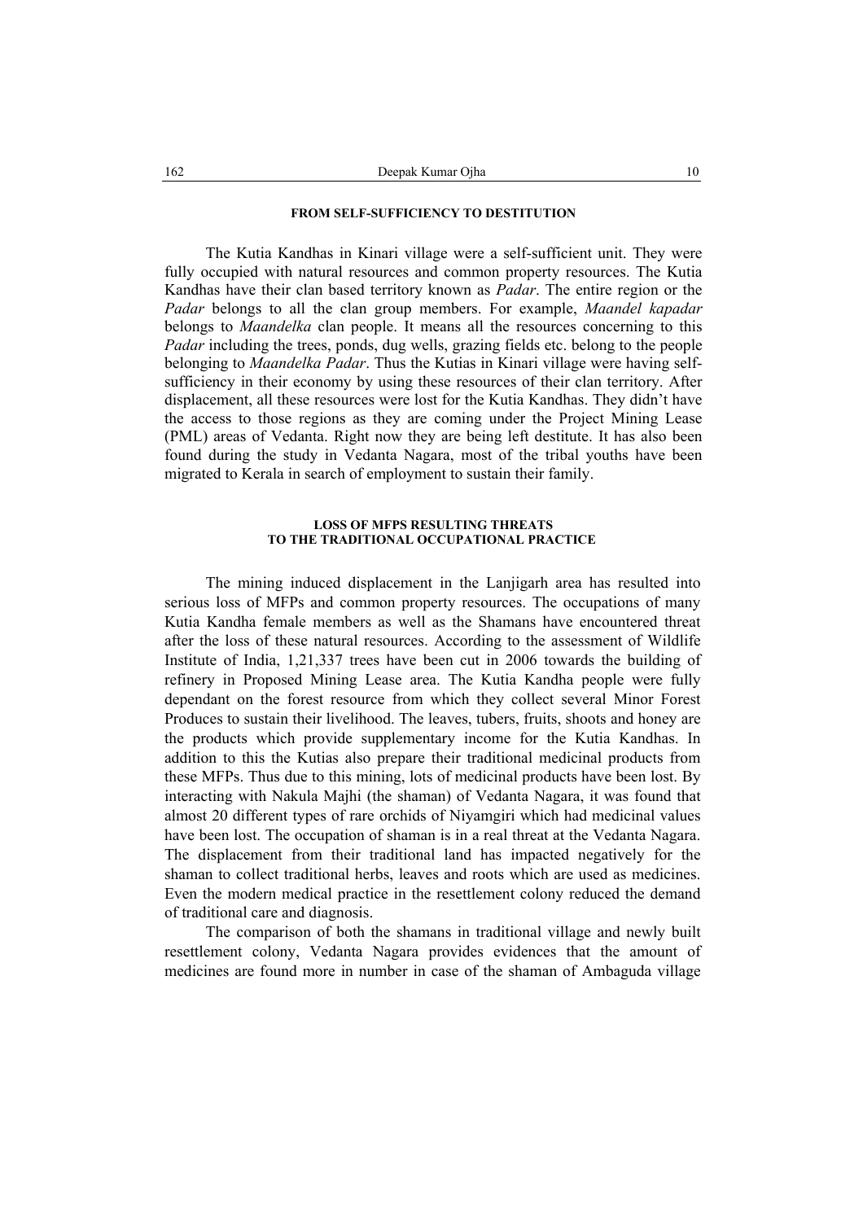#### FROM SELF-SUFFICIENCY TO DESTITUTION

The Kutia Kandhas in Kinari village were a self-sufficient unit. They were fully occupied with natural resources and common property resources. The Kutia Kandhas have their clan based territory known as *Padar*. The entire region or the *Padar* belongs to all the clan group members. For example, *Maandel kapadar* belongs to *Maandelka* clan people. It means all the resources concerning to this *Padar* including the trees, ponds, dug wells, grazing fields etc. belong to the people belonging to *Maandelka Padar*. Thus the Kutias in Kinari village were having self-sufficiency in their economy by using these resources of their clan territory. After displacement, all these resources were lost for the Kutia Kandhas. They didn't have the access to those regions as they are coming under the Project Mining Lease (PML) areas of Vedanta. Right now they are being left destitute. It has also been found during the study in Vedanta Nagara, most of the tribal youths have been migrated to Kerala in search of employment to sustain their family.

#### LOSS OF MFPS RESULTING THREATS TO THE TRADITIONAL OCCUPATIONAL PRACTICE

The mining induced displacement in the Lanjigarh area has resulted into serious loss of MFPs and common property resources. The occupations of many Kutia Kandha female members as well as the Shamans have encountered threat after the loss of these natural resources. According to the assessment of Wildlife Institute of India, 1,21,337 trees have been cut in 2006 towards the building of refinery in Proposed Mining Lease area. The Kutia Kandha people were fully dependant on the forest resource from which they collect several Minor Forest Produces to sustain their livelihood. The leaves, tubers, fruits, shoots and honey are the products which provide supplementary income for the Kutia Kandhas. In addition to this the Kutias also prepare their traditional medicinal products from these MFPs. Thus due to this mining, lots of medicinal products have been lost. By interacting with Nakula Majhi (the shaman) of Vedanta Nagara, it was found that almost 20 different types of rare orchids of Niyamgiri which had medicinal values have been lost. The occupation of shaman is in a real threat at the Vedanta Nagara. The displacement from their traditional land has impacted negatively for the shaman to collect traditional herbs, leaves and roots which are used as medicines. Even the modern medical practice in the resettlement colony reduced the demand of traditional care and diagnosis.

The comparison of both the shamans in traditional village and newly built resettlement colony, Vedanta Nagara provides evidences that the amount of medicines are found more in number in case of the shaman of Ambaguda village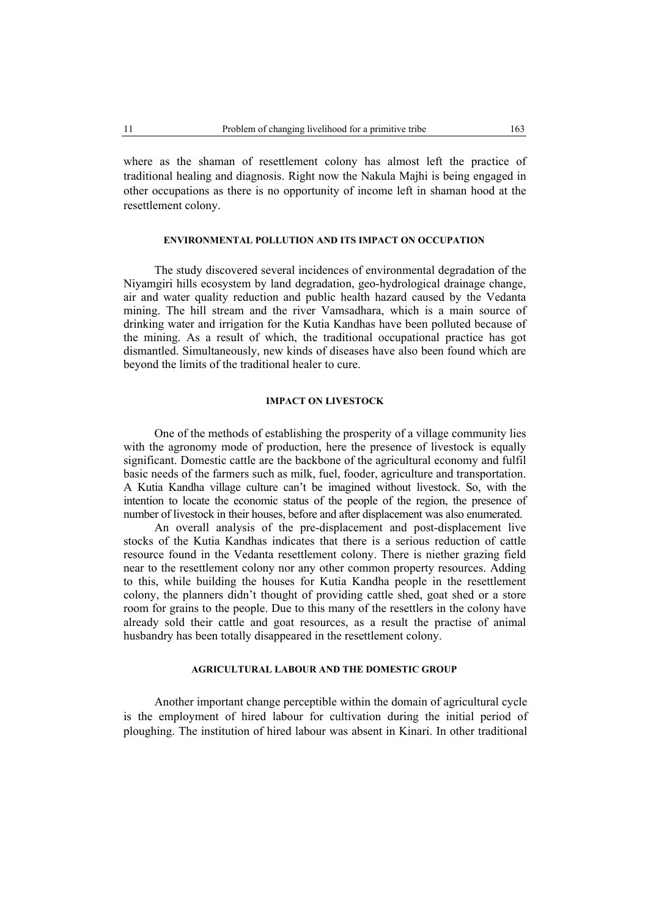where as the shaman of resettlement colony has almost left the practice of traditional healing and diagnosis. Right now the Nakula Majhi is being engaged in other occupations as there is no opportunity of income left in shaman hood at the resettlement colony.

## ENVIRONMENTAL POLLUTION AND ITS IMPACT ON OCCUPATION

The study discovered several incidences of environmental degradation of the Niyamgiri hills ecosystem by land degradation, geo-hydrological drainage change, air and water quality reduction and public health hazard caused by the Vedanta mining. The hill stream and the river Vamsadhara, which is a main source of drinking water and irrigation for the Kutia Kandhas have been polluted because of the mining. As a result of which, the traditional occupational practice has got dismantled. Simultaneously, new kinds of diseases have also been found which are beyond the limits of the traditional healer to cure.

## IMPACT ON LIVESTOCK

One of the methods of establishing the prosperity of a village community lies with the agronomy mode of production, here the presence of livestock is equally significant. Domestic cattle are the backbone of the agricultural economy and fulfil basic needs of the farmers such as milk, fuel, fooder, agriculture and transportation. A Kutia Kandha village culture can't be imagined without livestock. So, with the intention to locate the economic status of the people of the region, the presence of number of livestock in their houses, before and after displacement was also enumerated.

An overall analysis of the pre-displacement and post-displacement live stocks of the Kutia Kandhas indicates that there is a serious reduction of cattle resource found in the Vedanta resettlement colony. There is niether grazing field near to the resettlement colony nor any other common property resources. Adding to this, while building the houses for Kutia Kandha people in the resettlement colony, the planners didn't thought of providing cattle shed, goat shed or a store room for grains to the people. Due to this many of the resettlers in the colony have already sold their cattle and goat resources, as a result the practise of animal husbandry has been totally disappeared in the resettlement colony.

## AGRICULTURAL LABOUR AND THE DOMESTIC GROUP

Another important change perceptible within the domain of agricultural cycle is the employment of hired labour for cultivation during the initial period of ploughing. The institution of hired labour was absent in Kinari. In other traditional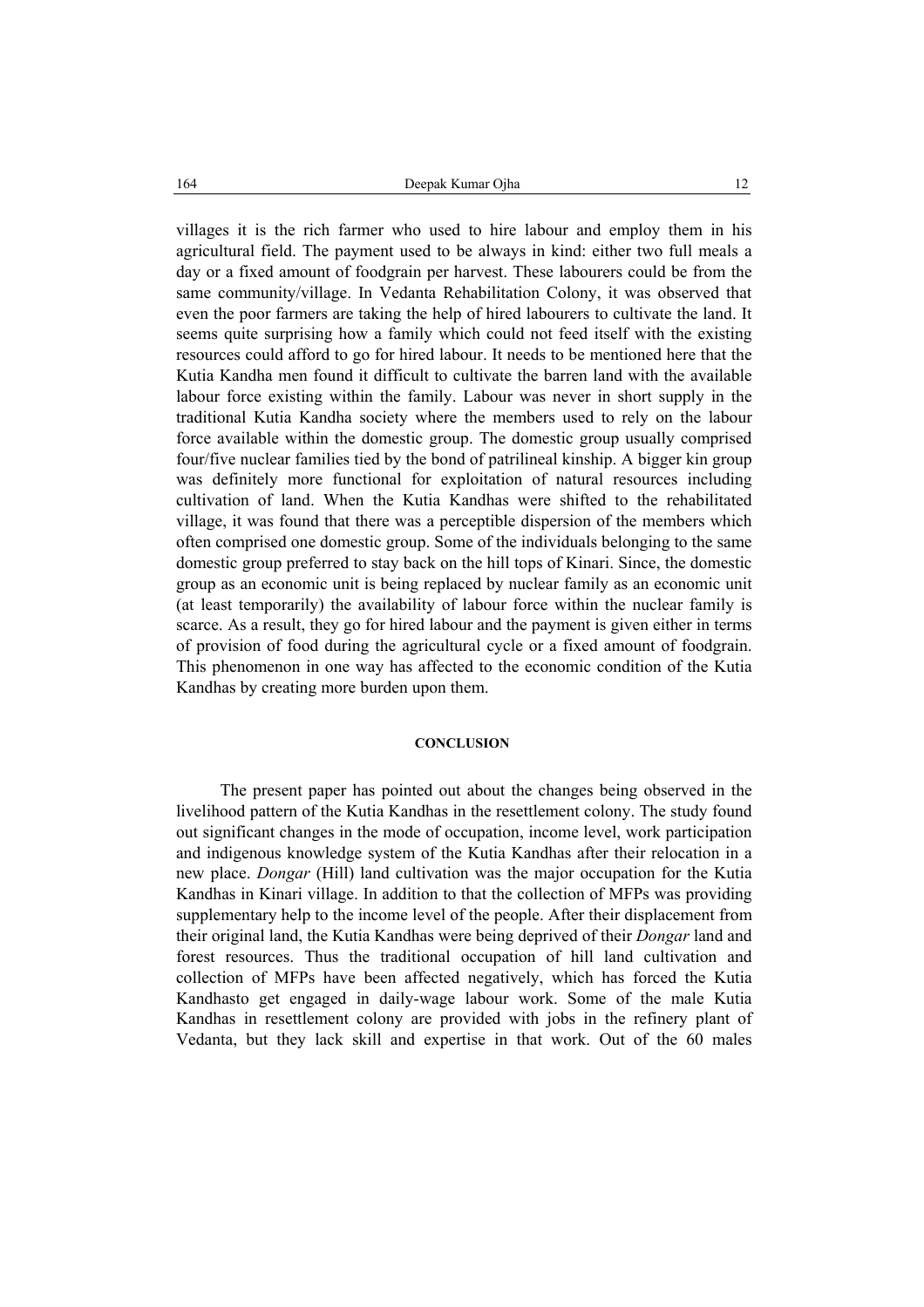villages it is the rich farmer who used to hire labour and employ them in his agricultural field. The payment used to be always in kind: either two full meals a day or a fixed amount of foodgrain per harvest. These labourers could be from the same community/village. In Vedanta Rehabilitation Colony, it was observed that even the poor farmers are taking the help of hired labourers to cultivate the land. It seems quite surprising how a family which could not feed itself with the existing resources could afford to go for hired labour. It needs to be mentioned here that the Kutia Kandha men found it difficult to cultivate the barren land with the available labour force existing within the family. Labour was never in short supply in the traditional Kutia Kandha society where the members used to rely on the labour force available within the domestic group. The domestic group usually comprised four/five nuclear families tied by the bond of patrilineal kinship. A bigger kin group was definitely more functional for exploitation of natural resources including cultivation of land. When the Kutia Kandhas were shifted to the rehabilitated village, it was found that there was a perceptible dispersion of the members which often comprised one domestic group. Some of the individuals belonging to the same domestic group preferred to stay back on the hill tops of Kinari. Since, the domestic group as an economic unit is being replaced by nuclear family as an economic unit (at least temporarily) the availability of labour force within the nuclear family is scarce. As a result, they go for hired labour and the payment is given either in terms of provision of food during the agricultural cycle or a fixed amount of foodgrain. This phenomenon in one way has affected to the economic condition of the Kutia Kandhas by creating more burden upon them.

## CONCLUSION

The present paper has pointed out about the changes being observed in the livelihood pattern of the Kutia Kandhas in the resettlement colony. The study found out significant changes in the mode of occupation, income level, work participation and indigenous knowledge system of the Kutia Kandhas after their relocation in a new place. *Dongar* (Hill) land cultivation was the major occupation for the Kutia Kandhas in Kinari village. In addition to that the collection of MFPs was providing supplementary help to the income level of the people. After their displacement from their original land, the Kutia Kandhas were being deprived of their *Dongar* land and forest resources. Thus the traditional occupation of hill land cultivation and collection of MFPs have been affected negatively, which has forced the Kutia Kandhasto get engaged in daily-wage labour work. Some of the male Kutia Kandhas in resettlement colony are provided with jobs in the refinery plant of Vedanta, but they lack skill and expertise in that work. Out of the 60 males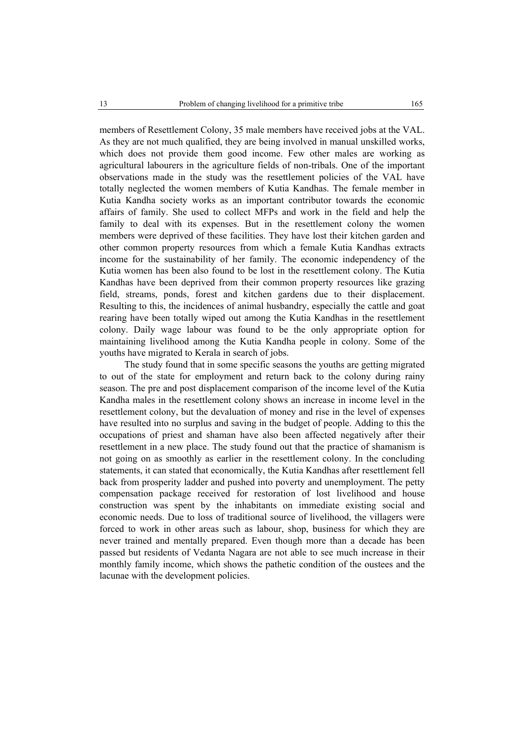members of Resettlement Colony, 35 male members have received jobs at the VAL. As they are not much qualified, they are being involved in manual unskilled works, which does not provide them good income. Few other males are working as agricultural labourers in the agriculture fields of non-tribals. One of the important observations made in the study was the resettlement policies of the VAL have totally neglected the women members of Kutia Kandhas. The female member in Kutia Kandha society works as an important contributor towards the economic affairs of family. She used to collect MFPs and work in the field and help the family to deal with its expenses. But in the resettlement colony the women members were deprived of these facilities. They have lost their kitchen garden and other common property resources from which a female Kutia Kandhas extracts income for the sustainability of her family. The economic independency of the Kutia women has been also found to be lost in the resettlement colony. The Kutia Kandhas have been deprived from their common property resources like grazing field, streams, ponds, forest and kitchen gardens due to their displacement. Resulting to this, the incidences of animal husbandry, especially the cattle and goat rearing have been totally wiped out among the Kutia Kandhas in the resettlement colony. Daily wage labour was found to be the only appropriate option for maintaining livelihood among the Kutia Kandha people in colony. Some of the youths have migrated to Kerala in search of jobs.

The study found that in some specific seasons the youths are getting migrated to out of the state for employment and return back to the colony during rainy season. The pre and post displacement comparison of the income level of the Kutia Kandha males in the resettlement colony shows an increase in income level in the resettlement colony, but the devaluation of money and rise in the level of expenses have resulted into no surplus and saving in the budget of people. Adding to this the occupations of priest and shaman have also been affected negatively after their resettlement in a new place. The study found out that the practice of shamanism is not going on as smoothly as earlier in the resettlement colony. In the concluding statements, it can stated that economically, the Kutia Kandhas after resettlement fell back from prosperity ladder and pushed into poverty and unemployment. The petty compensation package received for restoration of lost livelihood and house construction was spent by the inhabitants on immediate existing social and economic needs. Due to loss of traditional source of livelihood, the villagers were forced to work in other areas such as labour, shop, business for which they are never trained and mentally prepared. Even though more than a decade has been passed but residents of Vedanta Nagara are not able to see much increase in their monthly family income, which shows the pathetic condition of the oustees and the lacunae with the development policies.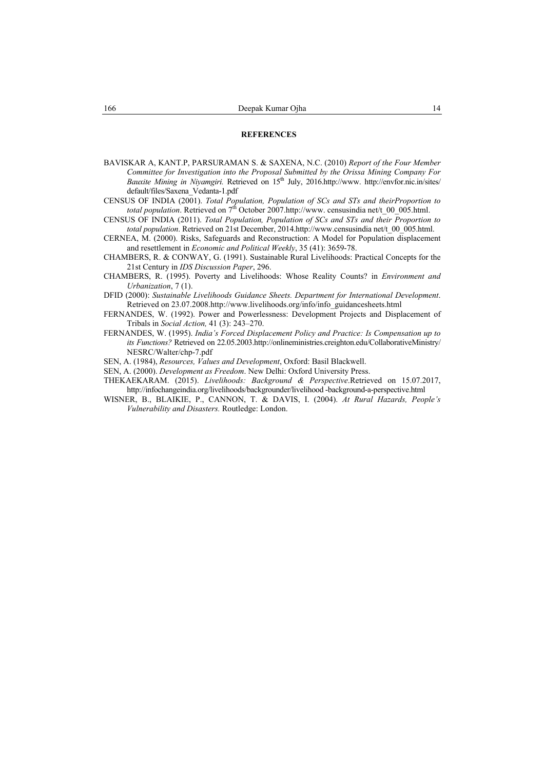**REFERENCES**

BAVISKAR A, KANT.P, PARSURAMAN S. & SAXENA, N.C. (2010) *Report of the Four Member Committee for Investigation into the Proposal Submitted by the Orissa Mining Company For Bauxite Mining in Niyamgiri.* Retrieved on 15th July, 2016.http://www. http://envfor.nic.in/sites/default/files/Saxena_Vedanta-1.pdf

CENSUS OF INDIA (2001). *Total Population, Population of SCs and STs and theirProportion to total population*. Retrieved on 7th October 2007.http://www. censusindia net/t_00_005.html.

CENSUS OF INDIA (2011). *Total Population, Population of SCs and STs and their Proportion to total population*. Retrieved on 21st December, 2014.http://www.censusindia net/t_00_005.html.

CERNEA, M. (2000). Risks, Safeguards and Reconstruction: A Model for Population displacement and resettlement in *Economic and Political Weekly*, 35 (41): 3659-78.

CHAMBERS, R. & CONWAY, G. (1991). Sustainable Rural Livelihoods: Practical Concepts for the 21st Century in *IDS Discussion Paper*, 296.

CHAMBERS, R. (1995). Poverty and Livelihoods: Whose Reality Counts? in *Environment and Urbanization*, 7 (1).

DFID (2000): *Sustainable Livelihoods Guidance Sheets. Department for International Development*. Retrieved on 23.07.2008.http://www.livelihoods.org/info/info_guidancesheets.html

FERNANDES, W. (1992). Power and Powerlessness: Development Projects and Displacement of Tribals in *Social Action,* 41 (3): 243–270.

FERNANDES, W. (1995). *India's Forced Displacement Policy and Practice: Is Compensation up to its Functions?* Retrieved on 22.05.2003.http://onlineministries.creighton.edu/CollaborativeMinistry/NESRC/Walter/chp-7.pdf

SEN, A. (1984), *Resources, Values and Development*, Oxford: Basil Blackwell.

SEN, A. (2000). *Development as Freedom*. New Delhi: Oxford University Press.

THEKAEKARAM. (2015). *Livelihoods: Background & Perspective*.Retrieved on 15.07.2017, http://infochangeindia.org/livelihoods/backgrounder/livelihood -background-a-perspective.html

WISNER, B., BLAIKIE, P., CANNON, T. & DAVIS, I. (2004). *At Rural Hazards, People's Vulnerability and Disasters.* Routledge: London.